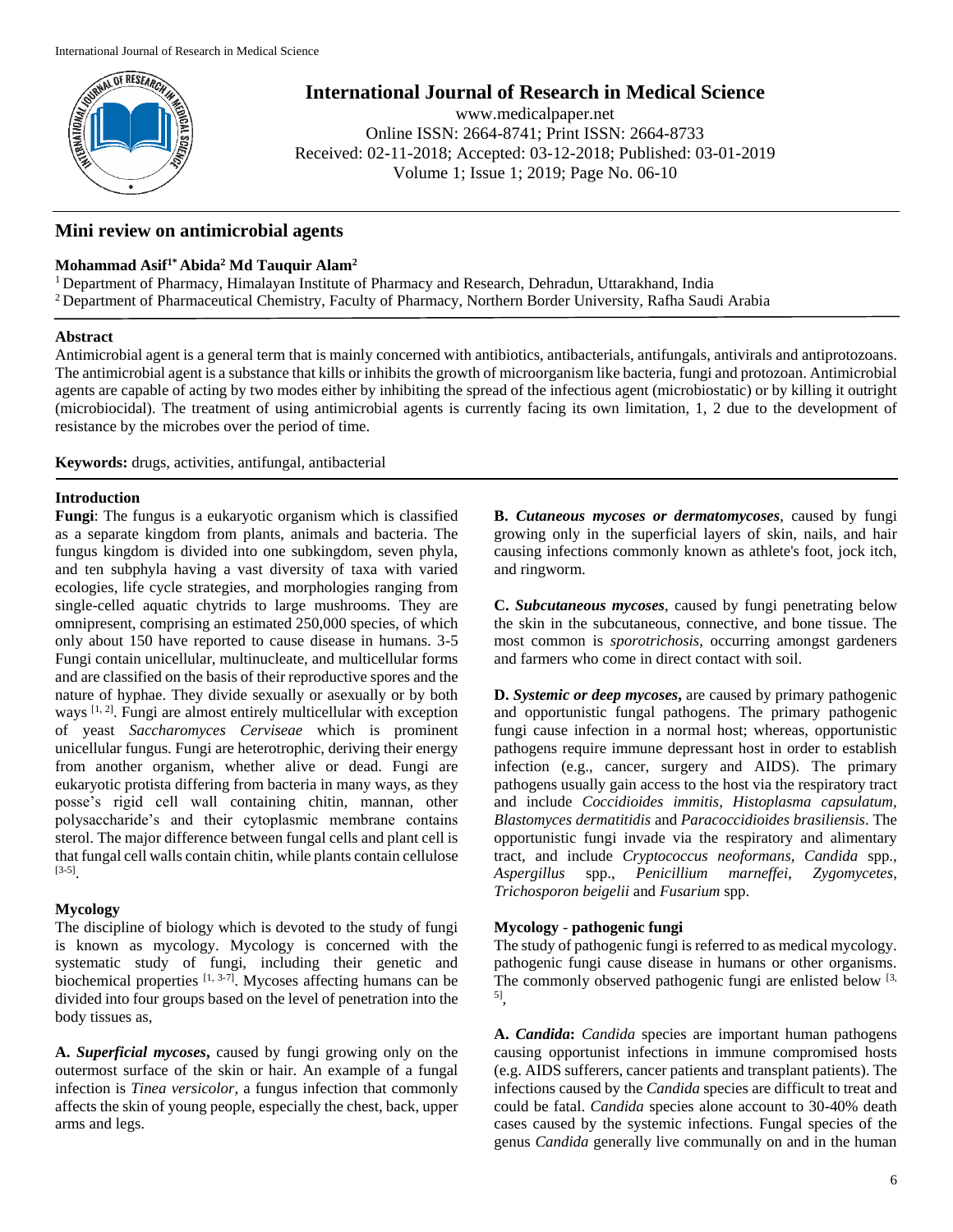# Mini review on antimicrobial agents

**Mohammad Asif[1*] Abida[2] Md Tauquir Alam[2]**

[1] Department of Pharmacy, Himalayan Institute of Pharmacy and Research, Dehradun, Uttarakhand, India
[2] Department of Pharmaceutical Chemistry, Faculty of Pharmacy, Northern Border University, Rafha Saudi Arabia

## Abstract

Antimicrobial agent is a general term that is mainly concerned with antibiotics, antibacterials, antifungals, antivirals and antiprotozoans. The antimicrobial agent is a substance that kills or inhibits the growth of microorganism like bacteria, fungi and protozoan. Antimicrobial agents are capable of acting by two modes either by inhibiting the spread of the infectious agent (microbiostatic) or by killing it outright (microbiocidal). The treatment of using antimicrobial agents is currently facing its own limitation, 1, 2 due to the development of resistance by the microbes over the period of time.

**Keywords:** drugs, activities, antifungal, antibacterial

## Introduction

**Fungi**: The fungus is a eukaryotic organism which is classified as a separate kingdom from plants, animals and bacteria. The fungus kingdom is divided into one subkingdom, seven phyla, and ten subphyla having a vast diversity of taxa with varied ecologies, life cycle strategies, and morphologies ranging from single-celled aquatic chytrids to large mushrooms. They are omnipresent, comprising an estimated 250,000 species, of which only about 150 have reported to cause disease in humans. 3-5 Fungi contain unicellular, multinucleate, and multicellular forms and are classified on the basis of their reproductive spores and the nature of hyphae. They divide sexually or asexually or by both ways [1, 2]. Fungi are almost entirely multicellular with exception of yeast *Saccharomyces Cerviseae* which is prominent unicellular fungus. Fungi are heterotrophic, deriving their energy from another organism, whether alive or dead. Fungi are eukaryotic protista differing from bacteria in many ways, as they posse's rigid cell wall containing chitin, mannan, other polysaccharide's and their cytoplasmic membrane contains sterol. The major difference between fungal cells and plant cell is that fungal cell walls contain chitin, while plants contain cellulose [3-5].

### Mycology

The discipline of biology which is devoted to the study of fungi is known as mycology. Mycology is concerned with the systematic study of fungi, including their genetic and biochemical properties [1, 3-7]. Mycoses affecting humans can be divided into four groups based on the level of penetration into the body tissues as,

**A. *Superficial mycoses*,** caused by fungi growing only on the outermost surface of the skin or hair. An example of a fungal infection is *Tinea versicolor*, a fungus infection that commonly affects the skin of young people, especially the chest, back, upper arms and legs.

**B. *Cutaneous mycoses or dermatomycoses*,** caused by fungi growing only in the superficial layers of skin, nails, and hair causing infections commonly known as athlete's foot, jock itch, and ringworm.

**C. *Subcutaneous mycoses*,** caused by fungi penetrating below the skin in the subcutaneous, connective, and bone tissue. The most common is *sporotrichosis*, occurring amongst gardeners and farmers who come in direct contact with soil.

**D. *Systemic or deep mycoses*,** are caused by primary pathogenic and opportunistic fungal pathogens. The primary pathogenic fungi cause infection in a normal host; whereas, opportunistic pathogens require immune depressant host in order to establish infection (e.g., cancer, surgery and AIDS). The primary pathogens usually gain access to the host via the respiratory tract and include *Coccidioides immitis*, *Histoplasma capsulatum*, *Blastomyces dermatitidis* and *Paracoccidioides brasiliensis*. The opportunistic fungi invade via the respiratory and alimentary tract, and include *Cryptococcus neoformans*, *Candida* spp., *Aspergillus* spp., *Penicillium marneffei*, *Zygomycetes*, *Trichosporon beigelii* and *Fusarium* spp.

### Mycology - pathogenic fungi

The study of pathogenic fungi is referred to as medical mycology. pathogenic fungi cause disease in humans or other organisms. The commonly observed pathogenic fungi are enlisted below [3, 5],

**A. *Candida*:** *Candida* species are important human pathogens causing opportunist infections in immune compromised hosts (e.g. AIDS sufferers, cancer patients and transplant patients). The infections caused by the *Candida* species are difficult to treat and could be fatal. *Candida* species alone account to 30-40% death cases caused by the systemic infections. Fungal species of the genus *Candida* generally live communally on and in the human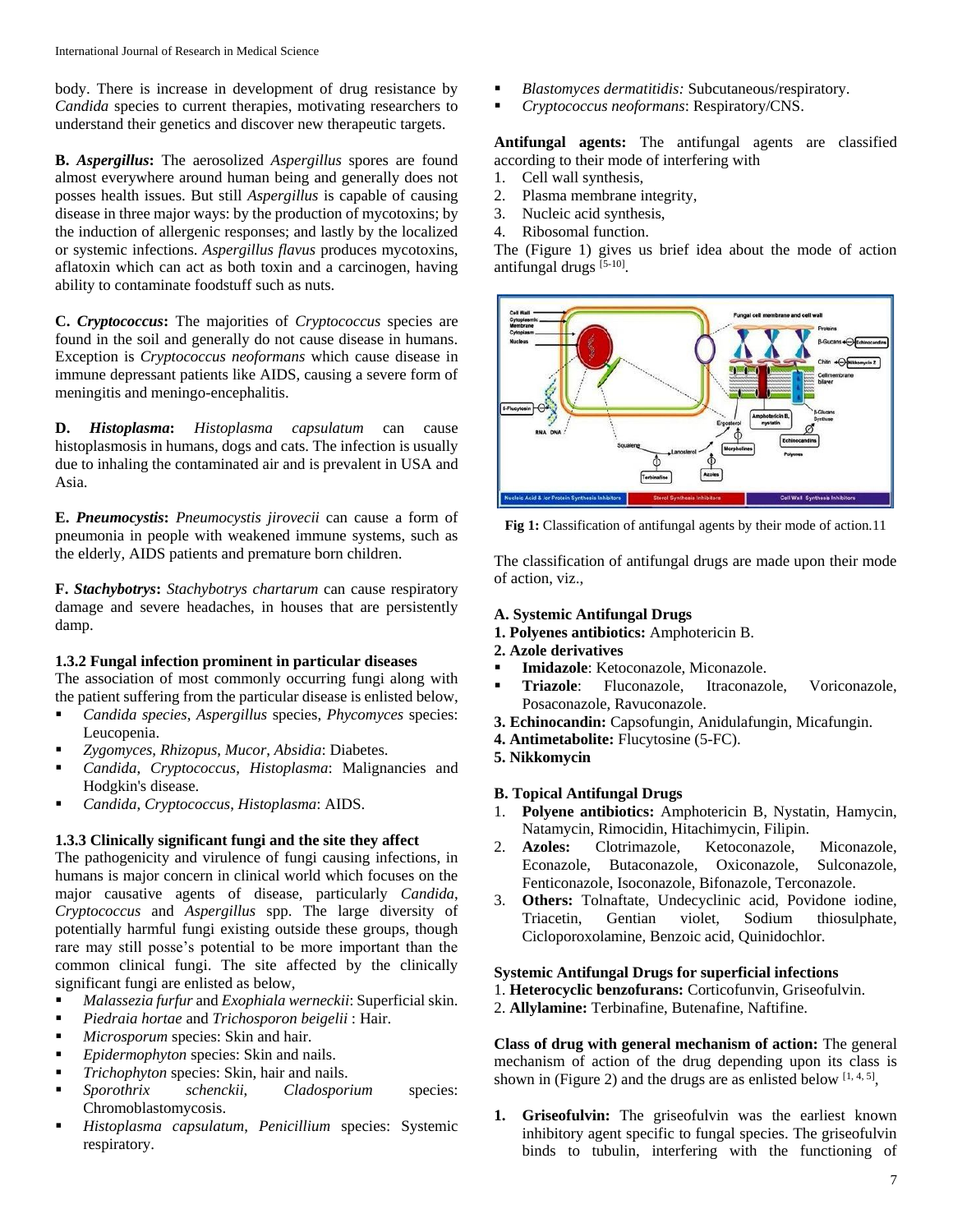body. There is increase in development of drug resistance by *Candida* species to current therapies, motivating researchers to understand their genetics and discover new therapeutic targets.

**B. *Aspergillus*:** The aerosolized *Aspergillus* spores are found almost everywhere around human being and generally does not posses health issues. But still *Aspergillus* is capable of causing disease in three major ways: by the production of mycotoxins; by the induction of allergenic responses; and lastly by the localized or systemic infections. *Aspergillus flavus* produces mycotoxins, aflatoxin which can act as both toxin and a carcinogen, having ability to contaminate foodstuff such as nuts.

**C. *Cryptococcus*:** The majorities of *Cryptococcus* species are found in the soil and generally do not cause disease in humans. Exception is *Cryptococcus neoformans* which cause disease in immune depressant patients like AIDS, causing a severe form of meningitis and meningo-encephalitis.

**D. *Histoplasma*:** *Histoplasma capsulatum* can cause histoplasmosis in humans, dogs and cats. The infection is usually due to inhaling the contaminated air and is prevalent in USA and Asia.

**E. *Pneumocystis*:** *Pneumocystis jirovecii* can cause a form of pneumonia in people with weakened immune systems, such as the elderly, AIDS patients and premature born children.

**F. *Stachybotrys*:** *Stachybotrys chartarum* can cause respiratory damage and severe headaches, in houses that are persistently damp.

### 1.3.2 Fungal infection prominent in particular diseases

The association of most commonly occurring fungi along with the patient suffering from the particular disease is enlisted below,

- *Candida species*, *Aspergillus* species, *Phycomyces* species: Leucopenia.
- *Zygomyces*, *Rhizopus*, *Mucor*, *Absidia*: Diabetes.
- *Candida*, *Cryptococcus*, *Histoplasma*: Malignancies and Hodgkin's disease.
- *Candida*, *Cryptococcus*, *Histoplasma*: AIDS.

### 1.3.3 Clinically significant fungi and the site they affect

The pathogenicity and virulence of fungi causing infections, in humans is major concern in clinical world which focuses on the major causative agents of disease, particularly *Candida*, *Cryptococcus* and *Aspergillus* spp. The large diversity of potentially harmful fungi existing outside these groups, though rare may still posse's potential to be more important than the common clinical fungi. The site affected by the clinically significant fungi are enlisted as below,

- *Malassezia furfur* and *Exophiala werneckii*: Superficial skin.
- *Piedraia hortae* and *Trichosporon beigelii* : Hair.
- *Microsporum* species: Skin and hair.
- *Epidermophyton* species: Skin and nails.
- *Trichophyton* species: Skin, hair and nails.
- *Sporothrix schenckii*, *Cladosporium* species: Chromoblastomycosis.
- *Histoplasma capsulatum*, *Penicillium* species: Systemic respiratory.
- *Blastomyces dermatitidis:* Subcutaneous/respiratory.
- *Cryptococcus neoformans*: Respiratory/CNS.

**Antifungal agents:** The antifungal agents are classified according to their mode of interfering with

1. Cell wall synthesis,
2. Plasma membrane integrity,
3. Nucleic acid synthesis,
4. Ribosomal function.

The (Figure 1) gives us brief idea about the mode of action antifungal drugs [5-10].

**Fig 1:** Classification of antifungal agents by their mode of action.11

The classification of antifungal drugs are made upon their mode of action, viz.,

**A. Systemic Antifungal Drugs**

**1. Polyenes antibiotics:** Amphotericin B.

**2. Azole derivatives**

- **Imidazole**: Ketoconazole, Miconazole.
- **Triazole**: Fluconazole, Itraconazole, Voriconazole, Posaconazole, Ravuconazole.

**3. Echinocandin:** Capsofungin, Anidulafungin, Micafungin.

**4. Antimetabolite:** Flucytosine (5-FC).

**5. Nikkomycin**

**B. Topical Antifungal Drugs**

1. **Polyene antibiotics:** Amphotericin B, Nystatin, Hamycin, Natamycin, Rimocidin, Hitachimycin, Filipin.
2. **Azoles:** Clotrimazole, Ketoconazole, Miconazole, Econazole, Butaconazole, Oxiconazole, Sulconazole, Fenticonazole, Isoconazole, Bifonazole, Terconazole.
3. **Others:** Tolnaftate, Undecyclinic acid, Povidone iodine, Triacetin, Gentian violet, Sodium thiosulphate, Cicloporoxolamine, Benzoic acid, Quinidochlor.

**Systemic Antifungal Drugs for superficial infections**

1. **Heterocyclic benzofurans:** Corticofunvin, Griseofulvin.
2. **Allylamine:** Terbinafine, Butenafine, Naftifine.

**Class of drug with general mechanism of action:** The general mechanism of action of the drug depending upon its class is shown in (Figure 2) and the drugs are as enlisted below [1, 4, 5],

1. **Griseofulvin:** The griseofulvin was the earliest known inhibitory agent specific to fungal species. The griseofulvin binds to tubulin, interfering with the functioning of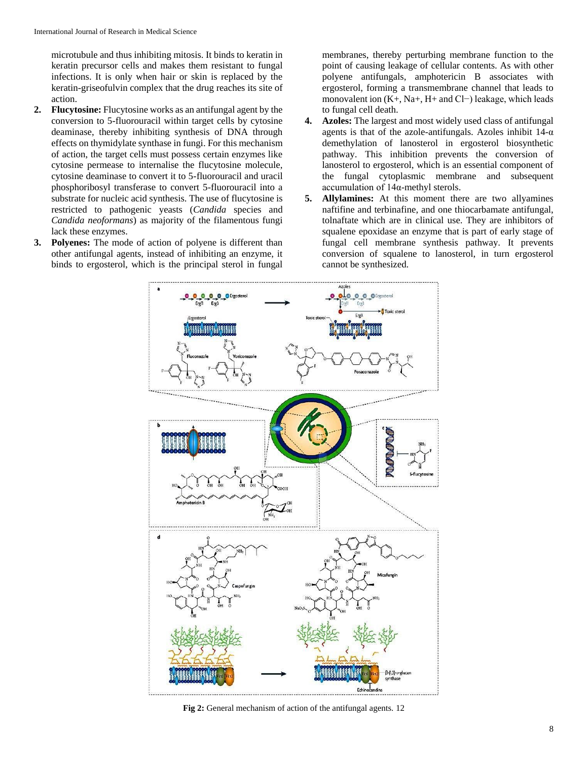microtubule and thus inhibiting mitosis. It binds to keratin in keratin precursor cells and makes them resistant to fungal infections. It is only when hair or skin is replaced by the keratin-griseofulvin complex that the drug reaches its site of action.

2. **Flucytosine:** Flucytosine works as an antifungal agent by the conversion to 5-fluorouracil within target cells by cytosine deaminase, thereby inhibiting synthesis of DNA through effects on thymidylate synthase in fungi. For this mechanism of action, the target cells must possess certain enzymes like cytosine permease to internalise the flucytosine molecule, cytosine deaminase to convert it to 5-fluorouracil and uracil phosphoribosyl transferase to convert 5-fluorouracil into a substrate for nucleic acid synthesis. The use of flucytosine is restricted to pathogenic yeasts (*Candida* species and *Candida neoformans*) as majority of the filamentous fungi lack these enzymes.
3. **Polyenes:** The mode of action of polyene is different than other antifungal agents, instead of inhibiting an enzyme, it binds to ergosterol, which is the principal sterol in fungal membranes, thereby perturbing membrane function to the point of causing leakage of cellular contents. As with other polyene antifungals, amphotericin B associates with ergosterol, forming a transmembrane channel that leads to monovalent ion ($K^+$, $Na^+$, $H^+$ and $Cl^-$) leakage, which leads to fungal cell death.
4. **Azoles:** The largest and most widely used class of antifungal agents is that of the azole-antifungals. Azoles inhibit 14-α demethylation of lanosterol in ergosterol biosynthetic pathway. This inhibition prevents the conversion of lanosterol to ergosterol, which is an essential component of the fungal cytoplasmic membrane and subsequent accumulation of 14α-methyl sterols.
5. **Allylamines:** At this moment there are two allyamines naftifine and terbinafine, and one thiocarbamate antifungal, tolnaftate which are in clinical use. They are inhibitors of squalene epoxidase an enzyme that is part of early stage of fungal cell membrane synthesis pathway. It prevents conversion of squalene to lanosterol, in turn ergosterol cannot be synthesized.

**Fig 2:** General mechanism of action of the antifungal agents. 12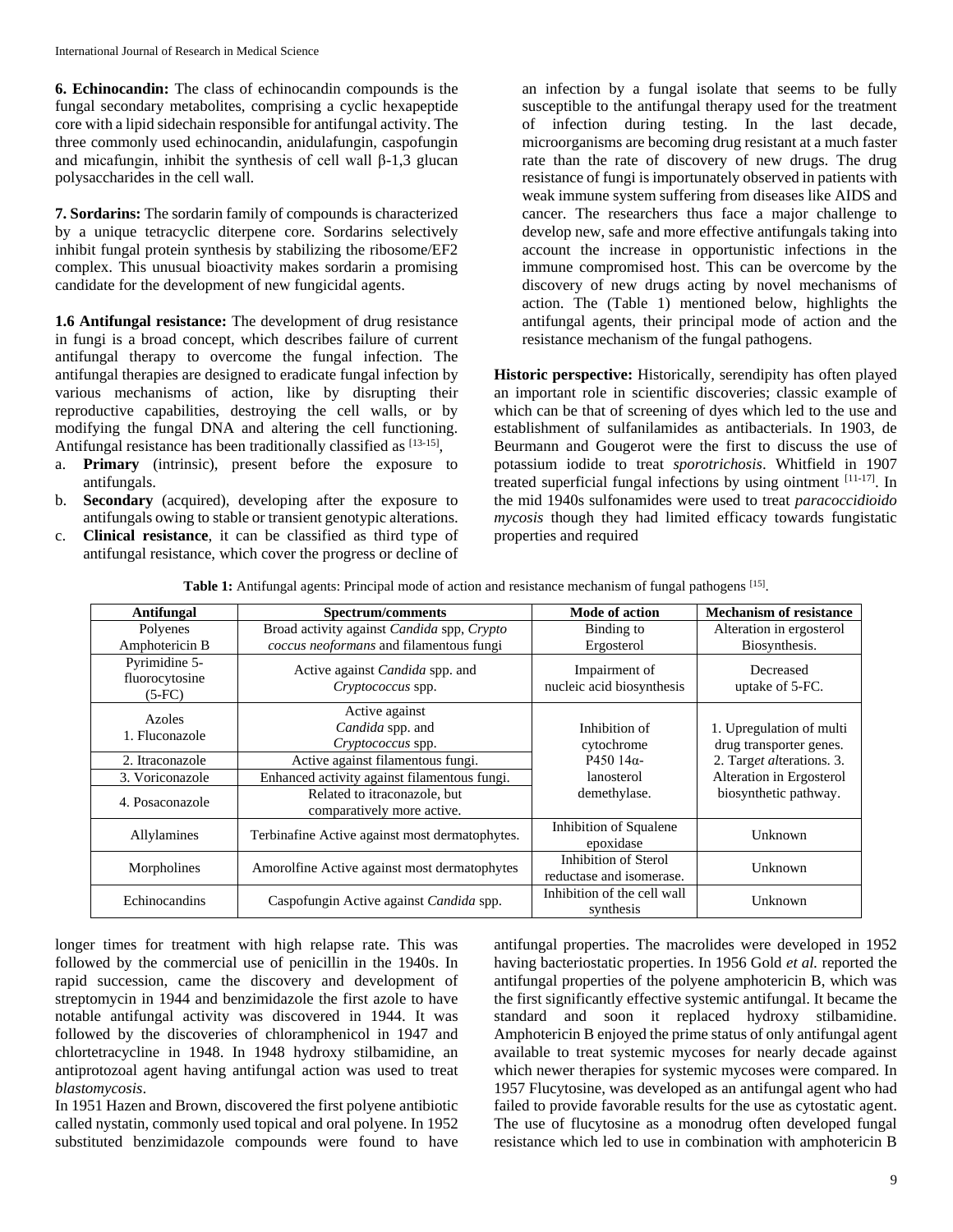**6. Echinocandin:** The class of echinocandin compounds is the fungal secondary metabolites, comprising a cyclic hexapeptide core with a lipid sidechain responsible for antifungal activity. The three commonly used echinocandin, anidulafungin, caspofungin and micafungin, inhibit the synthesis of cell wall β-1,3 glucan polysaccharides in the cell wall.

**7. Sordarins:** The sordarin family of compounds is characterized by a unique tetracyclic diterpene core. Sordarins selectively inhibit fungal protein synthesis by stabilizing the ribosome/EF2 complex. This unusual bioactivity makes sordarin a promising candidate for the development of new fungicidal agents.

**1.6 Antifungal resistance:** The development of drug resistance in fungi is a broad concept, which describes failure of current antifungal therapy to overcome the fungal infection. The antifungal therapies are designed to eradicate fungal infection by various mechanisms of action, like by disrupting their reproductive capabilities, destroying the cell walls, or by modifying the fungal DNA and altering the cell functioning. Antifungal resistance has been traditionally classified as [13-15],

a. **Primary** (intrinsic), present before the exposure to antifungals.
b. **Secondary** (acquired), developing after the exposure to antifungals owing to stable or transient genotypic alterations.
c. **Clinical resistance**, it can be classified as third type of antifungal resistance, which cover the progress or decline of an infection by a fungal isolate that seems to be fully susceptible to the antifungal therapy used for the treatment of infection during testing. In the last decade, microorganisms are becoming drug resistant at a much faster rate than the rate of discovery of new drugs. The drug resistance of fungi is importunately observed in patients with weak immune system suffering from diseases like AIDS and cancer. The researchers thus face a major challenge to develop new, safe and more effective antifungals taking into account the increase in opportunistic infections in the immune compromised host. This can be overcome by the discovery of new drugs acting by novel mechanisms of action. The (Table 1) mentioned below, highlights the antifungal agents, their principal mode of action and the resistance mechanism of the fungal pathogens.

**Historic perspective:** Historically, serendipity has often played an important role in scientific discoveries; classic example of which can be that of screening of dyes which led to the use and establishment of sulfanilamides as antibacterials. In 1903, de Beurmann and Gougerot were the first to discuss the use of potassium iodide to treat *sporotrichosis*. Whitfield in 1907 treated superficial fungal infections by using ointment [11-17]. In the mid 1940s sulfonamides were used to treat *paracoccidioido mycosis* though they had limited efficacy towards fungistatic properties and required longer times for treatment with high relapse rate. This was followed by the commercial use of penicillin in the 1940s. In rapid succession, came the discovery and development of streptomycin in 1944 and benzimidazole the first azole to have notable antifungal activity was discovered in 1944. It was followed by the discoveries of chloramphenicol in 1947 and chlortetracycline in 1948. In 1948 hydroxy stilbamidine, an antiprotozoal agent having antifungal action was used to treat *blastomycosis*.

In 1951 Hazen and Brown, discovered the first polyene antibiotic called nystatin, commonly used topical and oral polyene. In 1952 substituted benzimidazole compounds were found to have antifungal properties. The macrolides were developed in 1952 having bacteriostatic properties. In 1956 Gold *et al.* reported the antifungal properties of the polyene amphotericin B, which was the first significantly effective systemic antifungal. It became the standard and soon it replaced hydroxy stilbamidine. Amphotericin B enjoyed the prime status of only antifungal agent available to treat systemic mycoses for nearly decade against which newer therapies for systemic mycoses were compared. In 1957 Flucytosine, was developed as an antifungal agent who had failed to provide favorable results for the use as cytostatic agent. The use of flucytosine as a monodrug often developed fungal resistance which led to use in combination with amphotericin B

**Table 1:** Antifungal agents: Principal mode of action and resistance mechanism of fungal pathogens [15].

| Antifungal | Spectrum/comments | Mode of action | Mechanism of resistance |
|---|---|---|---|
| Polyenes Amphotericin B | Broad activity against *Candida* spp, *Crypto coccus neoformans* and filamentous fungi | Binding to Ergosterol | Alteration in ergosterol Biosynthesis. |
| Pyrimidine 5-fluorocytosine (5-FC) | Active against *Candida* spp. and *Cryptococcus* spp. | Impairment of nucleic acid biosynthesis | Decreased uptake of 5-FC. |
| Azoles 1. Fluconazole | Active against *Candida* spp. and *Cryptococcus* spp. | Inhibition of cytochrome P450 14α-lanosterol demethylase. | 1. Upregulation of multi drug transporter genes. 2. Target alterations. 3. Alteration in Ergosterol biosynthetic pathway. |
| 2. Itraconazole | Active against filamentous fungi. | | |
| 3. Voriconazole | Enhanced activity against filamentous fungi. | | |
| 4. Posaconazole | Related to itraconazole, but comparatively more active. | | |
| Allylamines | Terbinafine Active against most dermatophytes. | Inhibition of Squalene epoxidase | Unknown |
| Morpholines | Amorolfine Active against most dermatophytes | Inhibition of Sterol reductase and isomerase. | Unknown |
| Echinocandins | Caspofungin Active against *Candida* spp. | Inhibition of the cell wall synthesis | Unknown |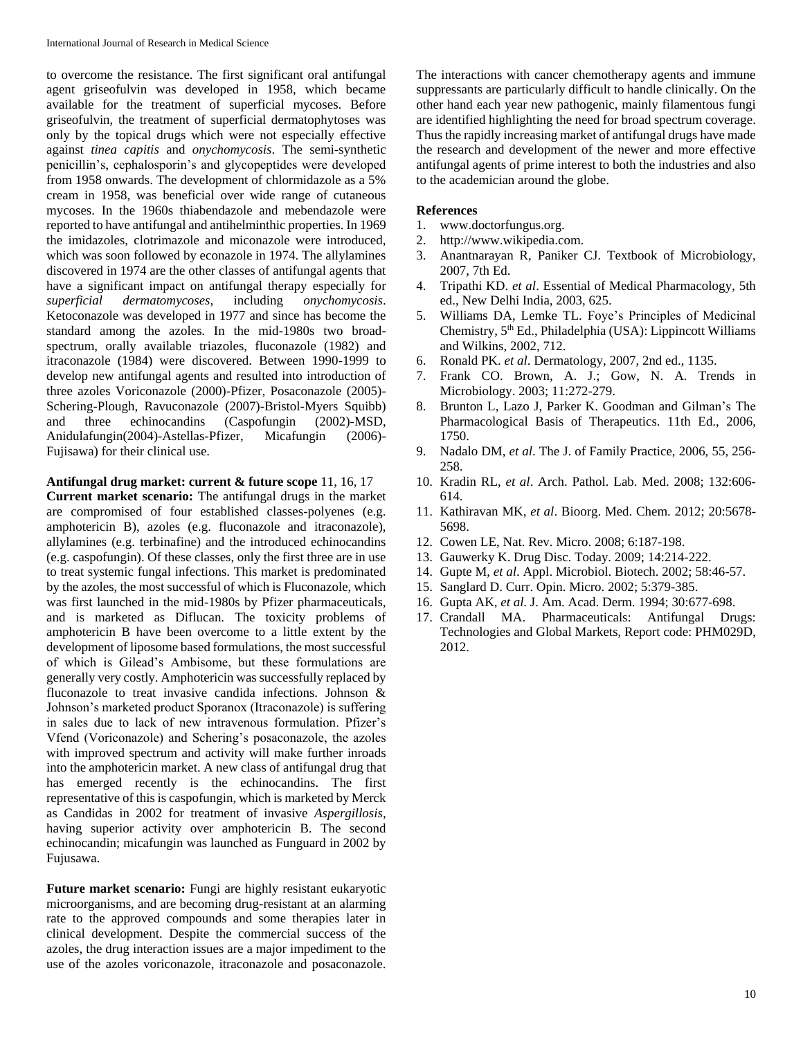to overcome the resistance. The first significant oral antifungal agent griseofulvin was developed in 1958, which became available for the treatment of superficial mycoses. Before griseofulvin, the treatment of superficial dermatophytoses was only by the topical drugs which were not especially effective against *tinea capitis* and *onychomycosis*. The semi-synthetic penicillin's, cephalosporin's and glycopeptides were developed from 1958 onwards. The development of chlormidazole as a 5% cream in 1958, was beneficial over wide range of cutaneous mycoses. In the 1960s thiabendazole and mebendazole were reported to have antifungal and antihelminthic properties. In 1969 the imidazoles, clotrimazole and miconazole were introduced, which was soon followed by econazole in 1974. The allylamines discovered in 1974 are the other classes of antifungal agents that have a significant impact on antifungal therapy especially for *superficial dermatomycoses*, including *onychomycosis*. Ketoconazole was developed in 1977 and since has become the standard among the azoles. In the mid-1980s two broad-spectrum, orally available triazoles, fluconazole (1982) and itraconazole (1984) were discovered. Between 1990-1999 to develop new antifungal agents and resulted into introduction of three azoles Voriconazole (2000)-Pfizer, Posaconazole (2005)-Schering-Plough, Ravuconazole (2007)-Bristol-Myers Squibb) and three echinocandins (Caspofungin (2002)-MSD, Anidulafungin(2004)-Astellas-Pfizer, Micafungin (2006)-Fujisawa) for their clinical use.

**Antifungal drug market: current & future scope** 11, 16, 17

**Current market scenario:** The antifungal drugs in the market are compromised of four established classes-polyenes (e.g. amphotericin B), azoles (e.g. fluconazole and itraconazole), allylamines (e.g. terbinafine) and the introduced echinocandins (e.g. caspofungin). Of these classes, only the first three are in use to treat systemic fungal infections. This market is predominated by the azoles, the most successful of which is Fluconazole, which was first launched in the mid-1980s by Pfizer pharmaceuticals, and is marketed as Diflucan. The toxicity problems of amphotericin B have been overcome to a little extent by the development of liposome based formulations, the most successful of which is Gilead's Ambisome, but these formulations are generally very costly. Amphotericin was successfully replaced by fluconazole to treat invasive candida infections. Johnson & Johnson's marketed product Sporanox (Itraconazole) is suffering in sales due to lack of new intravenous formulation. Pfizer's Vfend (Voriconazole) and Schering's posaconazole, the azoles with improved spectrum and activity will make further inroads into the amphotericin market. A new class of antifungal drug that has emerged recently is the echinocandins. The first representative of this is caspofungin, which is marketed by Merck as Candidas in 2002 for treatment of invasive *Aspergillosis*, having superior activity over amphotericin B. The second echinocandin; micafungin was launched as Funguard in 2002 by Fujusawa.

**Future market scenario:** Fungi are highly resistant eukaryotic microorganisms, and are becoming drug-resistant at an alarming rate to the approved compounds and some therapies later in clinical development. Despite the commercial success of the azoles, the drug interaction issues are a major impediment to the use of the azoles voriconazole, itraconazole and posaconazole. The interactions with cancer chemotherapy agents and immune suppressants are particularly difficult to handle clinically. On the other hand each year new pathogenic, mainly filamentous fungi are identified highlighting the need for broad spectrum coverage. Thus the rapidly increasing market of antifungal drugs have made the research and development of the newer and more effective antifungal agents of prime interest to both the industries and also to the academician around the globe.

**References**

1. www.doctorfungus.org.
2. http://www.wikipedia.com.
3. Anantnarayan R, Paniker CJ. Textbook of Microbiology, 2007, 7th Ed.
4. Tripathi KD. *et al*. Essential of Medical Pharmacology, 5th ed., New Delhi India, 2003, 625.
5. Williams DA, Lemke TL. Foye's Principles of Medicinal Chemistry, 5th Ed., Philadelphia (USA): Lippincott Williams and Wilkins, 2002, 712.
6. Ronald PK. *et al*. Dermatology, 2007, 2nd ed., 1135.
7. Frank CO. Brown, A. J.; Gow, N. A. Trends in Microbiology. 2003; 11:272-279.
8. Brunton L, Lazo J, Parker K. Goodman and Gilman's The Pharmacological Basis of Therapeutics. 11th Ed., 2006, 1750.
9. Nadalo DM, *et al*. The J. of Family Practice, 2006, 55, 256-258.
10. Kradin RL, *et al*. Arch. Pathol. Lab. Med. 2008; 132:606-614.
11. Kathiravan MK, *et al*. Bioorg. Med. Chem. 2012; 20:5678-5698.
12. Cowen LE, Nat. Rev. Micro. 2008; 6:187-198.
13. Gauwerky K. Drug Disc. Today. 2009; 14:214-222.
14. Gupte M, *et al*. Appl. Microbiol. Biotech. 2002; 58:46-57.
15. Sanglard D. Curr. Opin. Micro. 2002; 5:379-385.
16. Gupta AK, *et al*. J. Am. Acad. Derm. 1994; 30:677-698.
17. Crandall MA. Pharmaceuticals: Antifungal Drugs: Technologies and Global Markets, Report code: PHM029D, 2012.